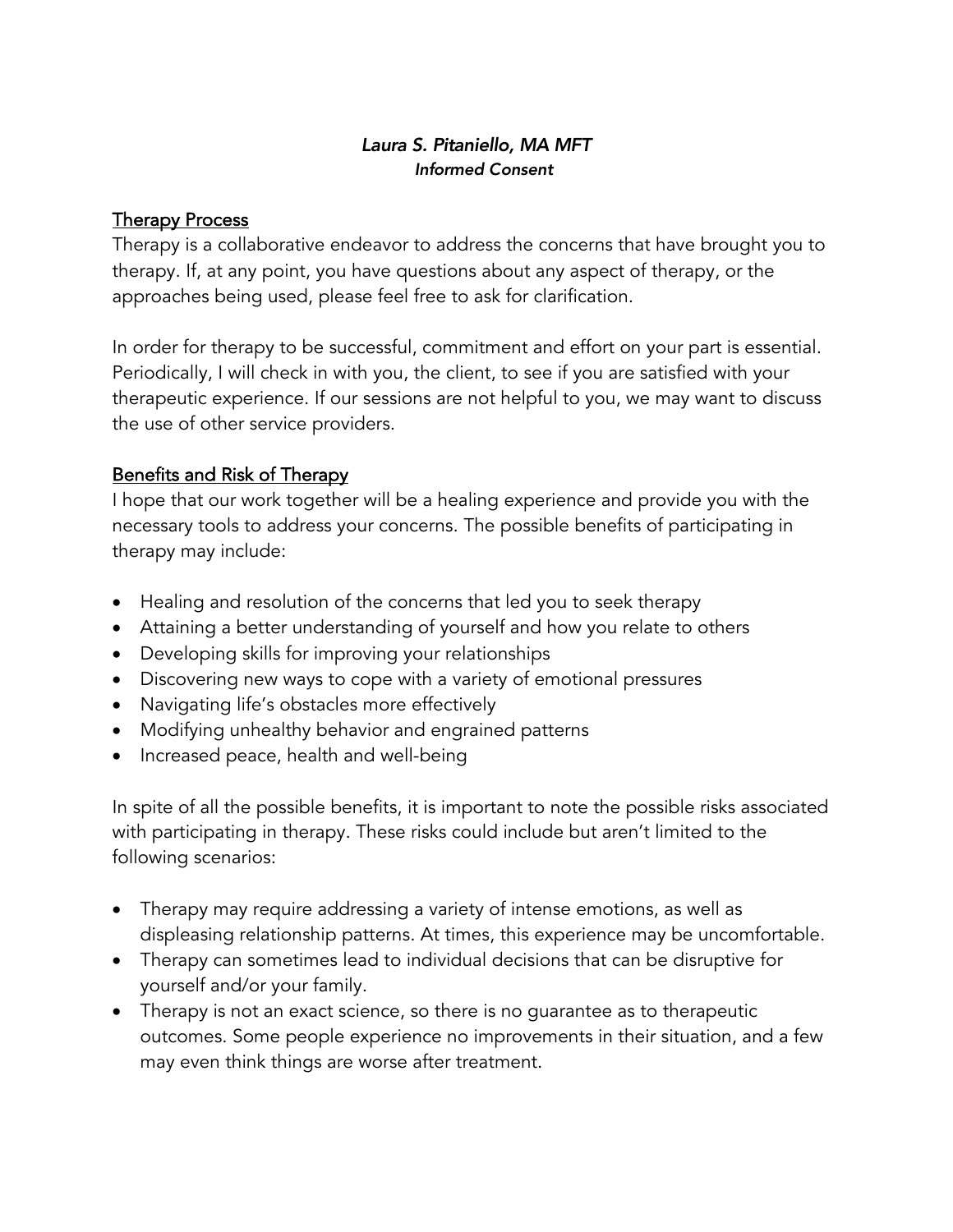*Laura S. Pitaniello, MA MFT*
***Informed Consent***

## Therapy Process

Therapy is a collaborative endeavor to address the concerns that have brought you to therapy. If, at any point, you have questions about any aspect of therapy, or the approaches being used, please feel free to ask for clarification.

In order for therapy to be successful, commitment and effort on your part is essential. Periodically, I will check in with you, the client, to see if you are satisfied with your therapeutic experience. If our sessions are not helpful to you, we may want to discuss the use of other service providers.

## Benefits and Risk of Therapy

I hope that our work together will be a healing experience and provide you with the necessary tools to address your concerns. The possible benefits of participating in therapy may include:

- Healing and resolution of the concerns that led you to seek therapy
- Attaining a better understanding of yourself and how you relate to others
- Developing skills for improving your relationships
- Discovering new ways to cope with a variety of emotional pressures
- Navigating life's obstacles more effectively
- Modifying unhealthy behavior and engrained patterns
- Increased peace, health and well-being

In spite of all the possible benefits, it is important to note the possible risks associated with participating in therapy. These risks could include but aren't limited to the following scenarios:

- Therapy may require addressing a variety of intense emotions, as well as displeasing relationship patterns. At times, this experience may be uncomfortable.
- Therapy can sometimes lead to individual decisions that can be disruptive for yourself and/or your family.
- Therapy is not an exact science, so there is no guarantee as to therapeutic outcomes. Some people experience no improvements in their situation, and a few may even think things are worse after treatment.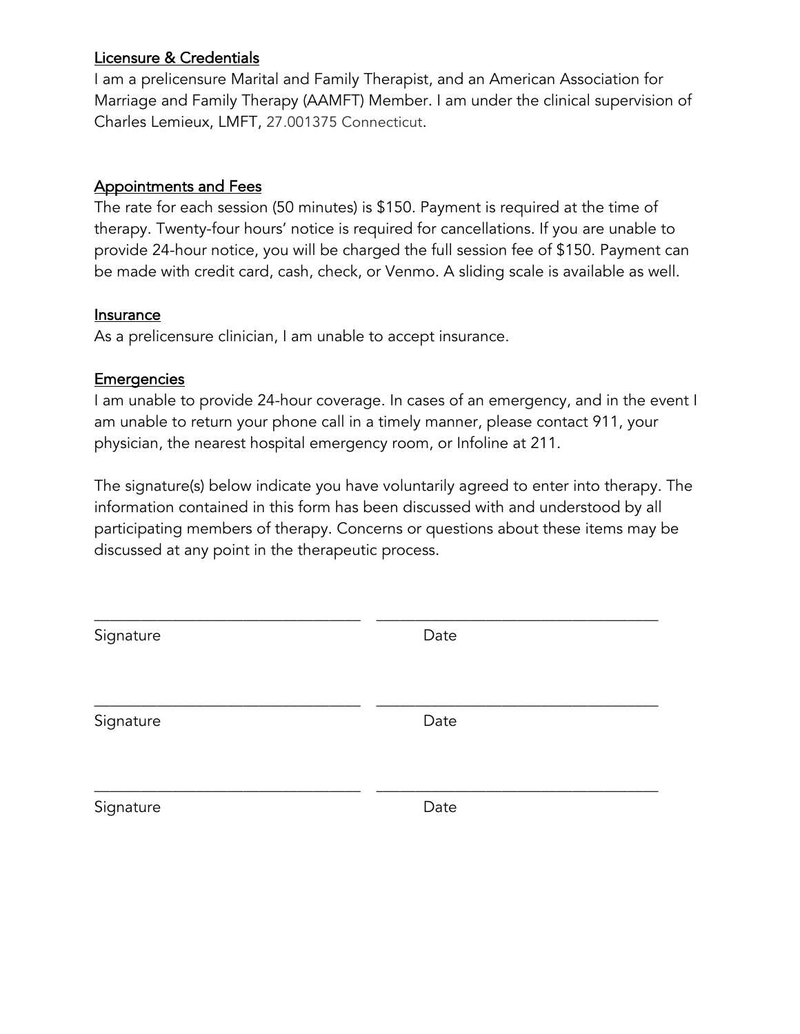<u>Licensure & Credentials</u>

I am a prelicensure Marital and Family Therapist, and an American Association for Marriage and Family Therapy (AAMFT) Member. I am under the clinical supervision of Charles Lemieux, LMFT, 27.001375 Connecticut.

<u>Appointments and Fees</u>

The rate for each session (50 minutes) is $150. Payment is required at the time of therapy. Twenty-four hours' notice is required for cancellations. If you are unable to provide 24-hour notice, you will be charged the full session fee of $150. Payment can be made with credit card, cash, check, or Venmo. A sliding scale is available as well.

<u>Insurance</u>

As a prelicensure clinician, I am unable to accept insurance.

<u>Emergencies</u>

I am unable to provide 24-hour coverage. In cases of an emergency, and in the event I am unable to return your phone call in a timely manner, please contact 911, your physician, the nearest hospital emergency room, or Infoline at 211.

The signature(s) below indicate you have voluntarily agreed to enter into therapy. The information contained in this form has been discussed with and understood by all participating members of therapy. Concerns or questions about these items may be discussed at any point in the therapeutic process.

_________________________________ _________________________________

Signature Date

_________________________________ _________________________________

Signature Date

_________________________________ _________________________________

Signature Date